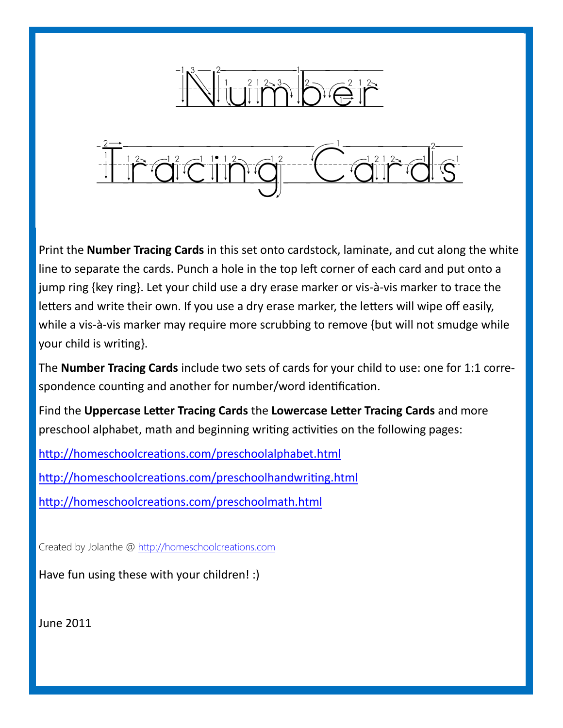# Number Tracing Cards

Print the **Number Tracing Cards** in this set onto cardstock, laminate, and cut along the white line to separate the cards. Punch a hole in the top left corner of each card and put onto a jump ring {key ring}. Let your child use a dry erase marker or vis-à-vis marker to trace the letters and write their own. If you use a dry erase marker, the letters will wipe off easily, while a vis-à-vis marker may require more scrubbing to remove {but will not smudge while your child is writing}.

The **Number Tracing Cards** include two sets of cards for your child to use: one for 1:1 correspondence counting and another for number/word identification.

Find the **Uppercase Letter Tracing Cards** the **Lowercase Letter Tracing Cards** and more preschool alphabet, math and beginning writing activities on the following pages:

http://homeschoolcreations.com/preschoolalphabet.html

http://homeschoolcreations.com/preschoolhandwriting.html

http://homeschoolcreations.com/preschoolmath.html

Created by Jolanthe @ http://homeschoolcreations.com

Have fun using these with your children! :)

June 2011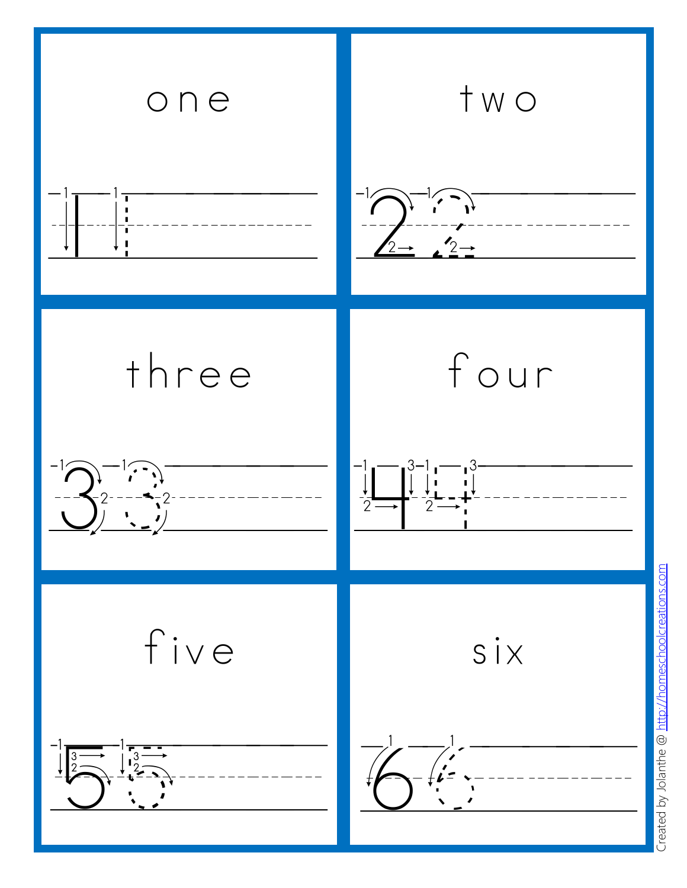one

1

two

2

three

3

four

4

five

5

six

6

Created by Jolanthe @ http://homeschoolcreations.com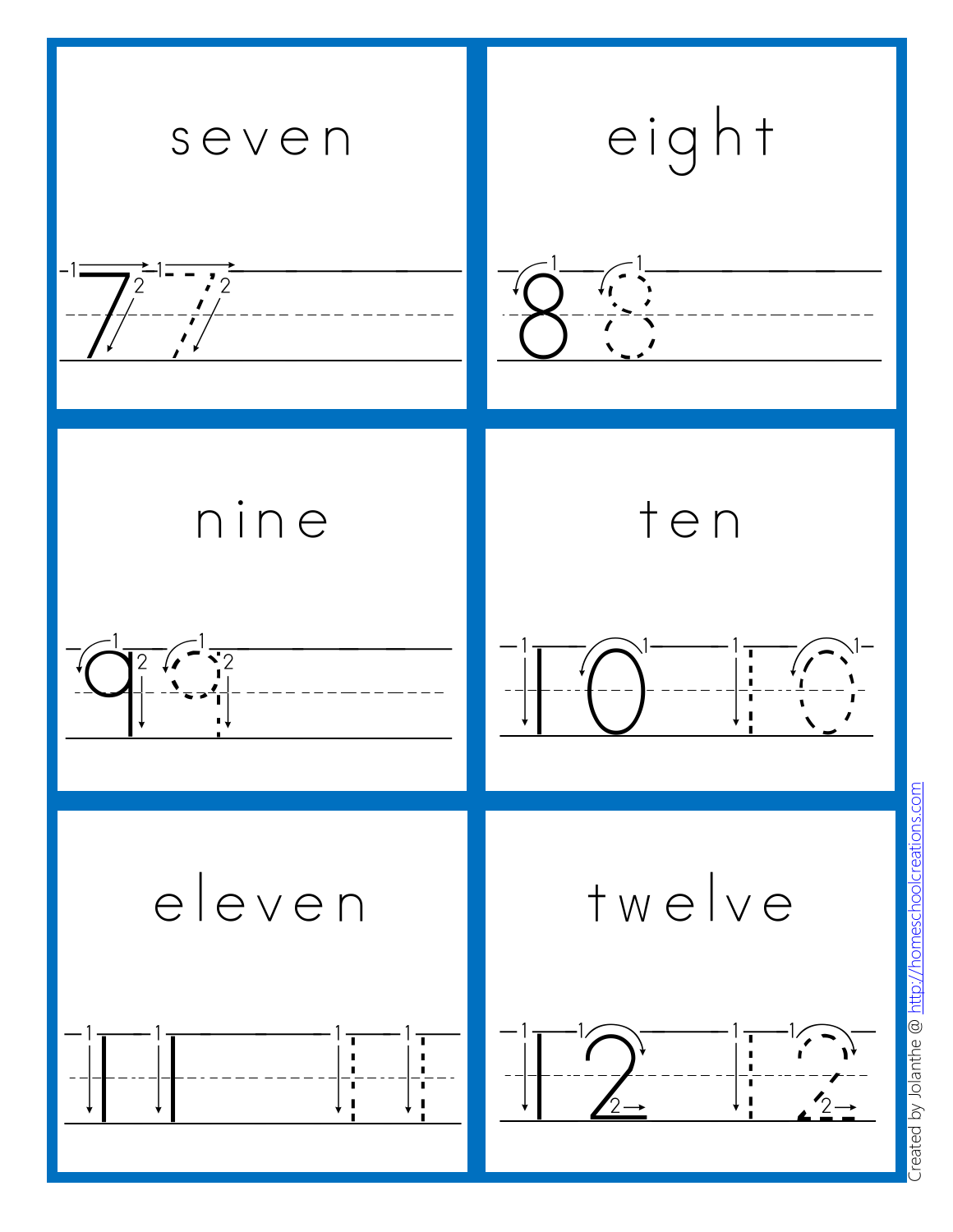seven

7 7

eight

8 8

nine

9 9

ten

10 10

eleven

11 11

twelve

12 12

Created by Jolanthe @ http://homeschoolcreations.com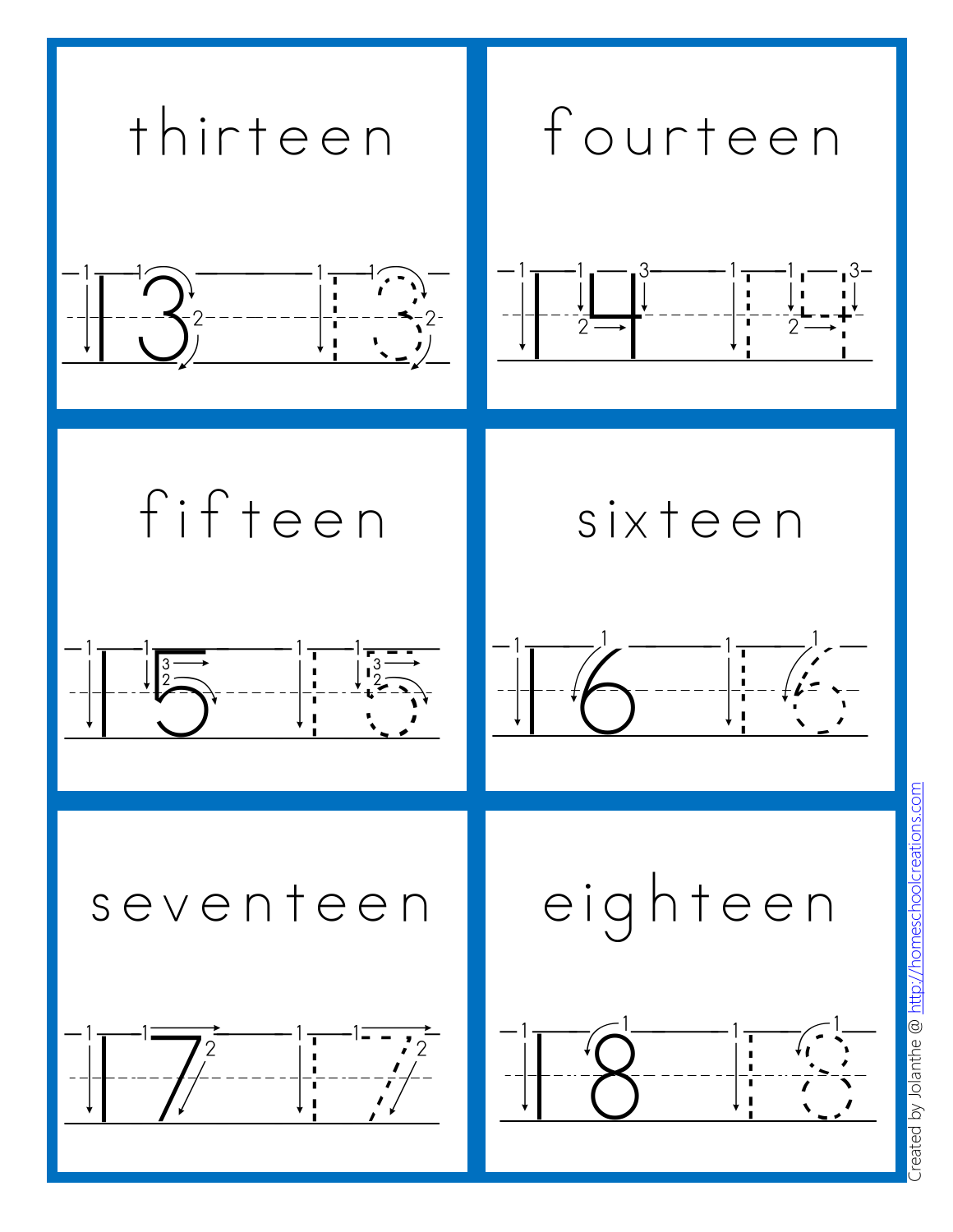thirteen

13 13

fourteen

14 14

fifteen

15 15

sixteen

16 16

seventeen

17 17

eighteen

18 18

Created by Jolanthe @ http://homeschoolcreations.com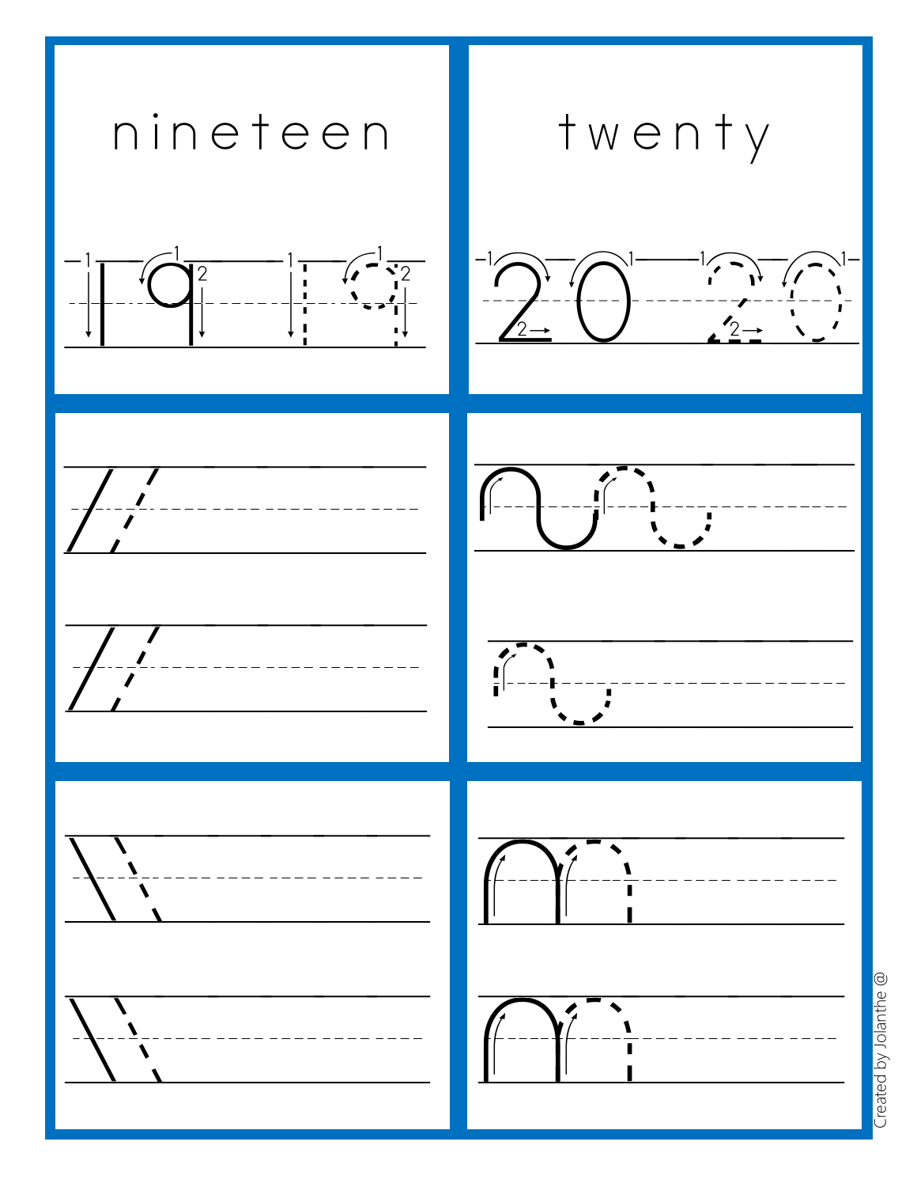nineteen

19 19

twenty

20 20

Created by Jolanthe @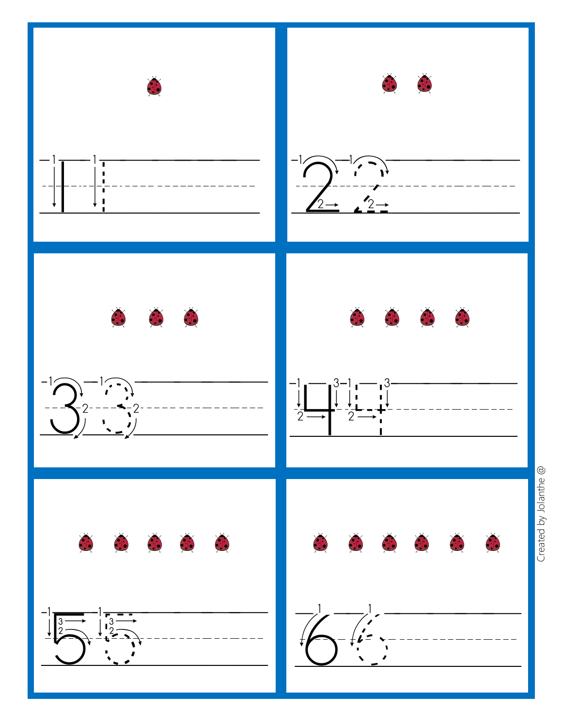1

2

3

4

5

6

Created by Jolanthe @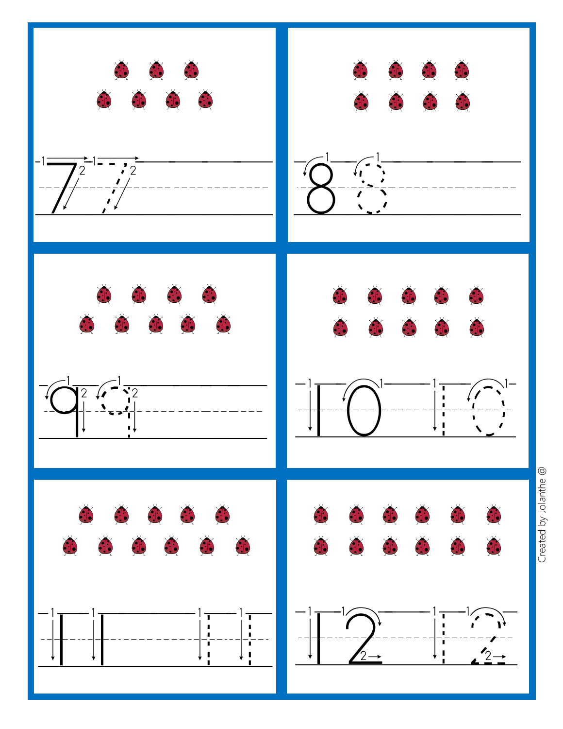7 7

8 8

9 9

10 10

11 11

12 12

Created by Jolanthe @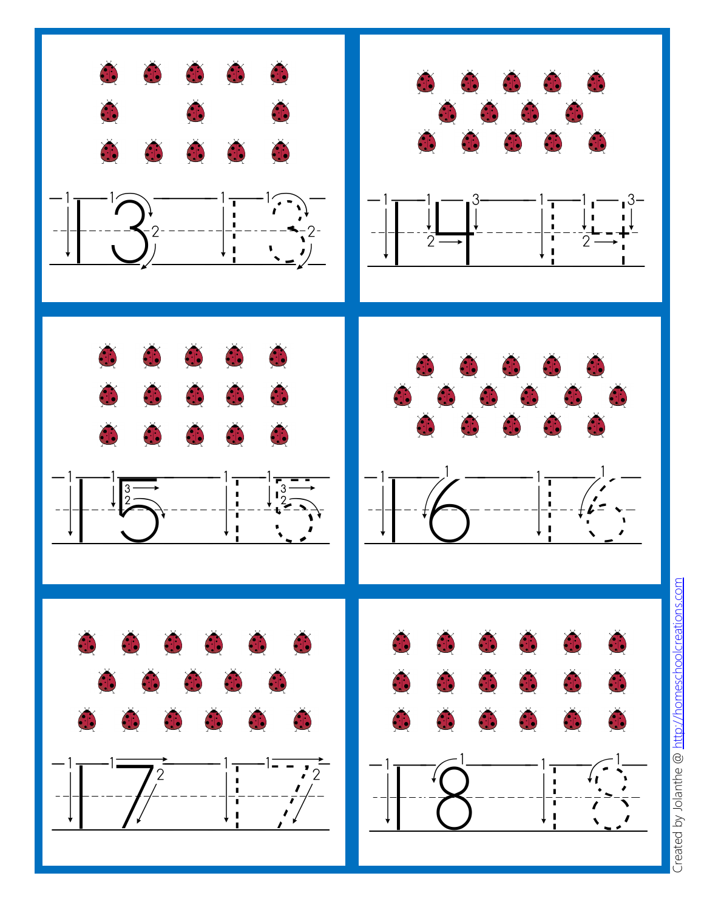13

14

15

16

17

18

Created by Jolanthe @ http://homeschoolcreations.com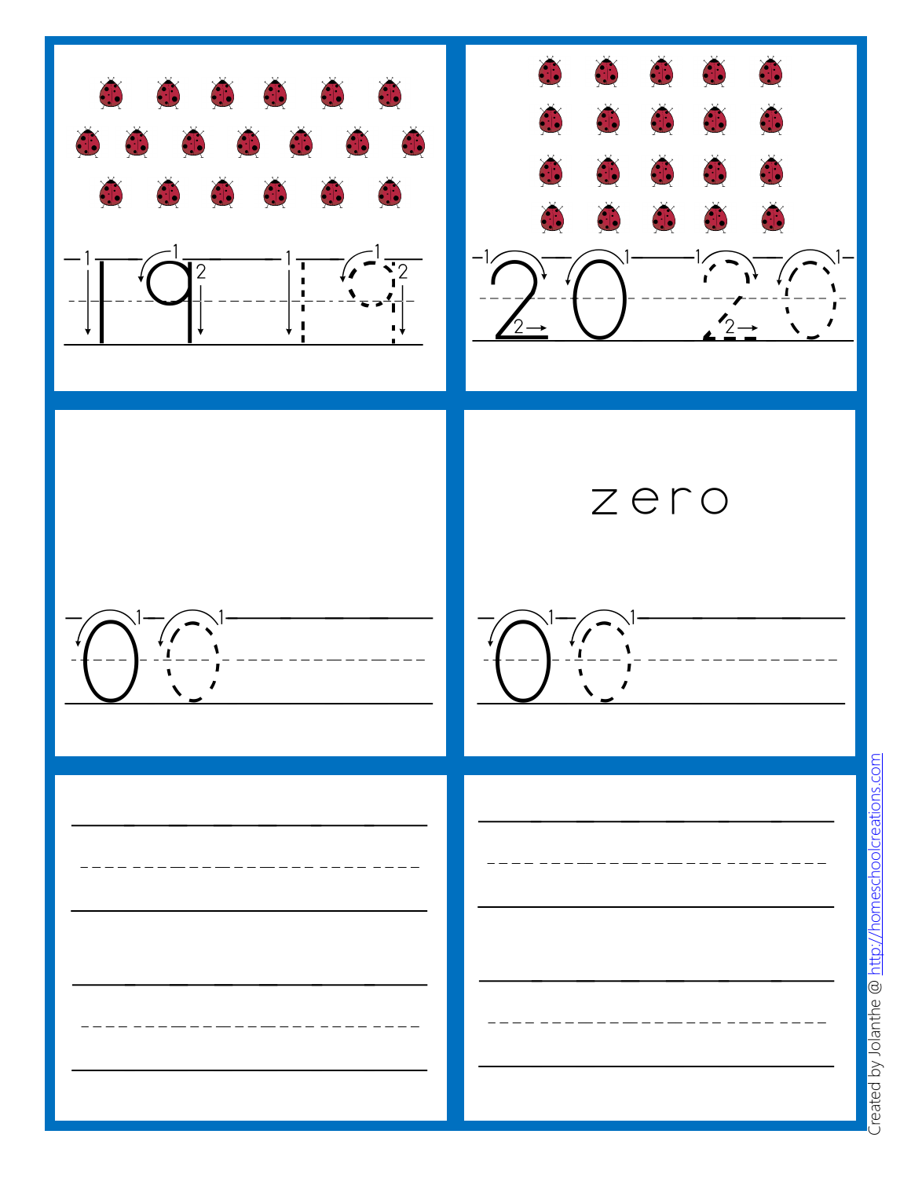19

20

zero

0

Created by Jolanthe @ http://homeschoolcreations.com